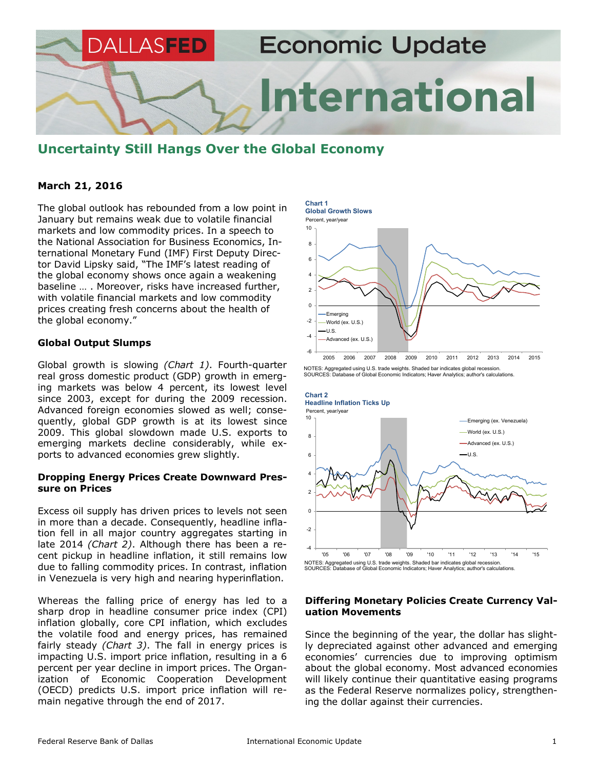# DALLASFED Economic Update International

## Uncertainty Still Hangs Over the Global Economy

**March 21, 2016**

The global outlook has rebounded from a low point in January but remains weak due to volatile financial markets and low commodity prices. In a speech to the National Association for Business Economics, International Monetary Fund (IMF) First Deputy Director David Lipsky said, "The IMF's latest reading of the global economy shows once again a weakening baseline … . Moreover, risks have increased further, with volatile financial markets and low commodity prices creating fresh concerns about the health of the global economy."

### Global Output Slumps

Global growth is slowing *(Chart 1)*. Fourth-quarter real gross domestic product (GDP) growth in emerging markets was below 4 percent, its lowest level since 2003, except for during the 2009 recession. Advanced foreign economies slowed as well; consequently, global GDP growth is at its lowest since 2009. This global slowdown made U.S. exports to emerging markets decline considerably, while exports to advanced economies grew slightly.

### Dropping Energy Prices Create Downward Pressure on Prices

Excess oil supply has driven prices to levels not seen in more than a decade. Consequently, headline inflation fell in all major country aggregates starting in late 2014 *(Chart 2)*. Although there has been a recent pickup in headline inflation, it still remains low due to falling commodity prices. In contrast, inflation in Venezuela is very high and nearing hyperinflation.

Whereas the falling price of energy has led to a sharp drop in headline consumer price index (CPI) inflation globally, core CPI inflation, which excludes the volatile food and energy prices, has remained fairly steady *(Chart 3)*. The fall in energy prices is impacting U.S. import price inflation, resulting in a 6 percent per year decline in import prices. The Organization of Economic Cooperation Development (OECD) predicts U.S. import price inflation will remain negative through the end of 2017.

**Chart 1**
**Global Growth Slows**
Percent, year/year

NOTES: Aggregated using U.S. trade weights. Shaded bar indicates global recession.
SOURCES: Database of Global Economic Indicators; Haver Analytics; author's calculations.

**Chart 2**
**Headline Inflation Ticks Up**
Percent, year/year

NOTES: Aggregated using U.S. trade weights. Shaded bar indicates global recession.
SOURCES: Database of Global Economic Indicators; Haver Analytics; author's calculations.

### Differing Monetary Policies Create Currency Valuation Movements

Since the beginning of the year, the dollar has slightly depreciated against other advanced and emerging economies' currencies due to improving optimism about the global economy. Most advanced economies will likely continue their quantitative easing programs as the Federal Reserve normalizes policy, strengthening the dollar against their currencies.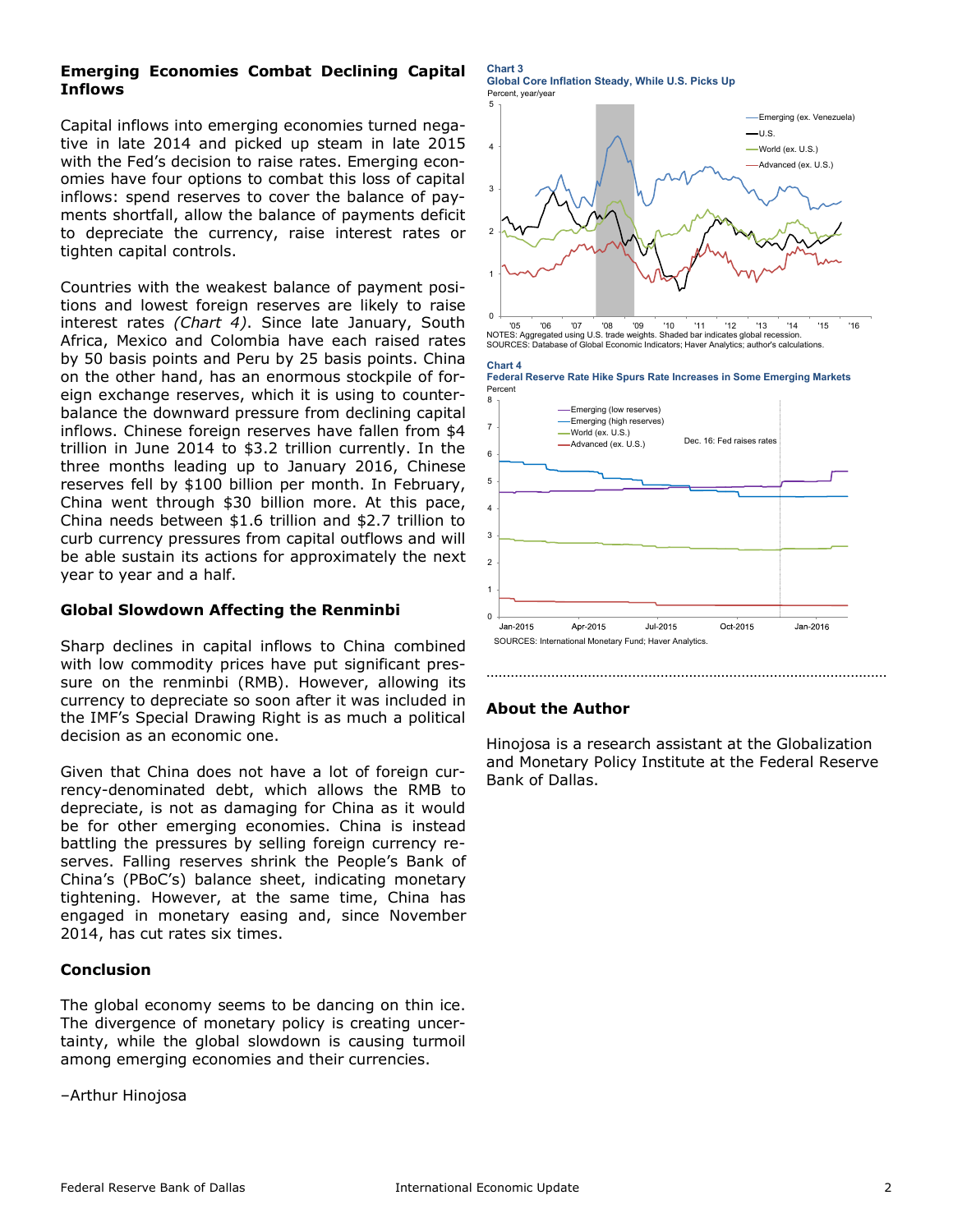## Emerging Economies Combat Declining Capital Inflows

Capital inflows into emerging economies turned negative in late 2014 and picked up steam in late 2015 with the Fed's decision to raise rates. Emerging economies have four options to combat this loss of capital inflows: spend reserves to cover the balance of payments shortfall, allow the balance of payments deficit to depreciate the currency, raise interest rates or tighten capital controls.

Countries with the weakest balance of payment positions and lowest foreign reserves are likely to raise interest rates *(Chart 4)*. Since late January, South Africa, Mexico and Colombia have each raised rates by 50 basis points and Peru by 25 basis points. China on the other hand, has an enormous stockpile of foreign exchange reserves, which it is using to counterbalance the downward pressure from declining capital inflows. Chinese foreign reserves have fallen from $4 trillion in June 2014 to $3.2 trillion currently. In the three months leading up to January 2016, Chinese reserves fell by $100 billion per month. In February, China went through $30 billion more. At this pace, China needs between $1.6 trillion and $2.7 trillion to curb currency pressures from capital outflows and will be able sustain its actions for approximately the next year to year and a half.

## Global Slowdown Affecting the Renminbi

Sharp declines in capital inflows to China combined with low commodity prices have put significant pressure on the renminbi (RMB). However, allowing its currency to depreciate so soon after it was included in the IMF's Special Drawing Right is as much a political decision as an economic one.

Given that China does not have a lot of foreign currency-denominated debt, which allows the RMB to depreciate, is not as damaging for China as it would be for other emerging economies. China is instead battling the pressures by selling foreign currency reserves. Falling reserves shrink the People's Bank of China's (PBoC's) balance sheet, indicating monetary tightening. However, at the same time, China has engaged in monetary easing and, since November 2014, has cut rates six times.

## Conclusion

The global economy seems to be dancing on thin ice. The divergence of monetary policy is creating uncertainty, while the global slowdown is causing turmoil among emerging economies and their currencies.

–Arthur Hinojosa

**Chart 3**
**Global Core Inflation Steady, While U.S. Picks Up**
Percent, year/year

Emerging (ex. Venezuela)
U.S.
World (ex. U.S.)
Advanced (ex. U.S.)

0
1
2
3
4
5

'05 '06 '07 '08 '09 '10 '11 '12 '13 '14 '15 '16

NOTES: Aggregated using U.S. trade weights. Shaded bar indicates global recession.
SOURCES: Database of Global Economic Indicators; Haver Analytics; author's calculations.

**Chart 4**
**Federal Reserve Rate Hike Spurs Rate Increases in Some Emerging Markets**
Percent

Emerging (low reserves)
Emerging (high reserves)
World (ex. U.S.)
Advanced (ex. U.S.)

Dec. 16: Fed raises rates

0
1
2
3
4
5
6
7
8

Jan-2015 Apr-2015 Jul-2015 Oct-2015 Jan-2016

SOURCES: International Monetary Fund; Haver Analytics.

## About the Author

Hinojosa is a research assistant at the Globalization and Monetary Policy Institute at the Federal Reserve Bank of Dallas.